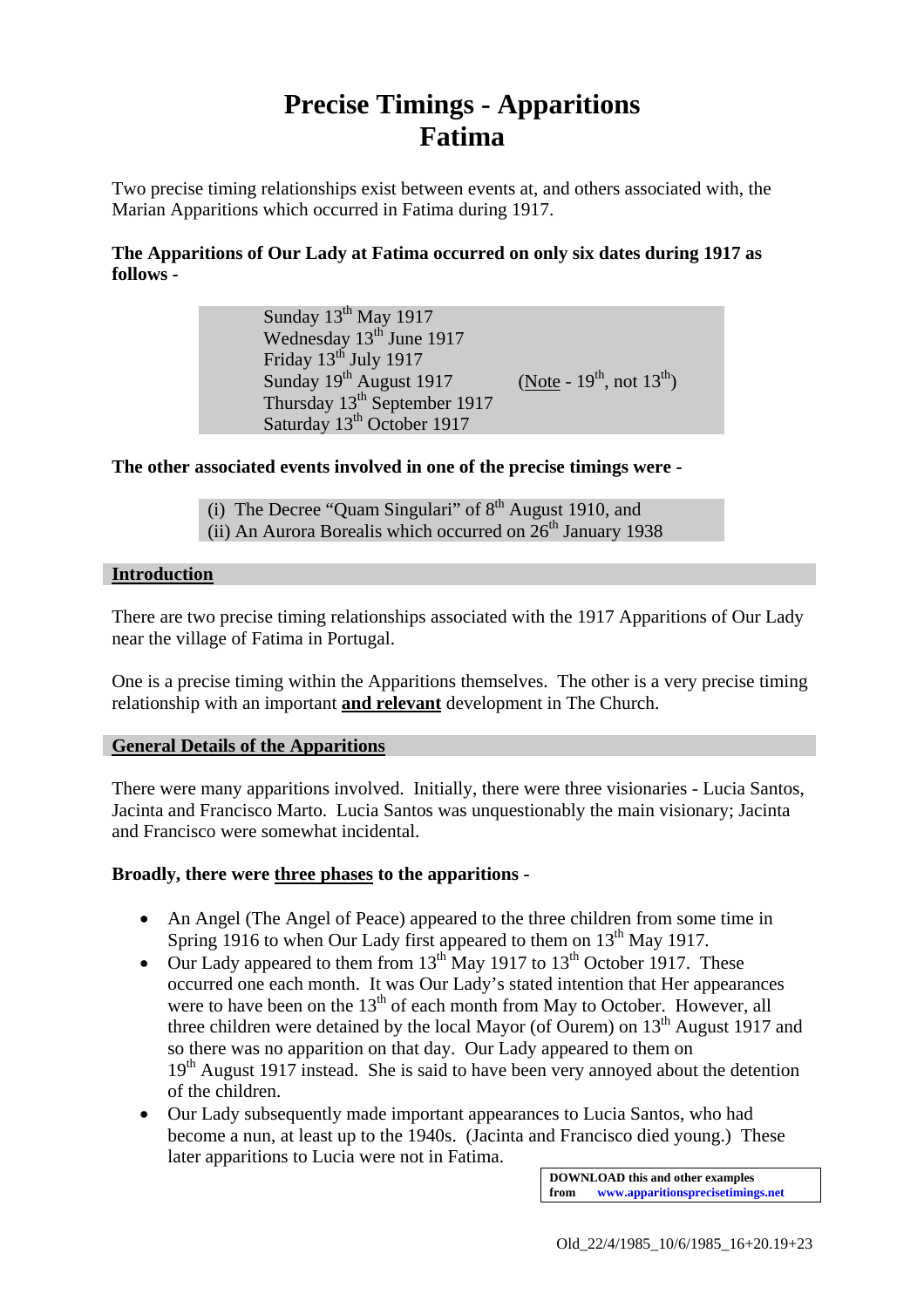# Precise Timings - Apparitions Fatima

Two precise timing relationships exist between events at, and others associated with, the Marian Apparitions which occurred in Fatima during 1917.

**The Apparitions of Our Lady at Fatima occurred on only six dates during 1917 as follows -**

Sunday 13th May 1917
Wednesday 13th June 1917
Friday 13th July 1917
Sunday 19th August 1917 (Note - 19th, not 13th)
Thursday 13th September 1917
Saturday 13th October 1917

**The other associated events involved in one of the precise timings were -**

(i) The Decree "Quam Singulari" of 8th August 1910, and
(ii) An Aurora Borealis which occurred on 26th January 1938

## Introduction

There are two precise timing relationships associated with the 1917 Apparitions of Our Lady near the village of Fatima in Portugal.

One is a precise timing within the Apparitions themselves. The other is a very precise timing relationship with an important **and relevant** development in The Church.

## General Details of the Apparitions

There were many apparitions involved. Initially, there were three visionaries - Lucia Santos, Jacinta and Francisco Marto. Lucia Santos was unquestionably the main visionary; Jacinta and Francisco were somewhat incidental.

**Broadly, there were three phases to the apparitions -**

- An Angel (The Angel of Peace) appeared to the three children from some time in Spring 1916 to when Our Lady first appeared to them on 13th May 1917.
- Our Lady appeared to them from 13th May 1917 to 13th October 1917. These occurred one each month. It was Our Lady's stated intention that Her appearances were to have been on the 13th of each month from May to October. However, all three children were detained by the local Mayor (of Ourem) on 13th August 1917 and so there was no apparition on that day. Our Lady appeared to them on 19th August 1917 instead. She is said to have been very annoyed about the detention of the children.
- Our Lady subsequently made important appearances to Lucia Santos, who had become a nun, at least up to the 1940s. (Jacinta and Francisco died young.) These later apparitions to Lucia were not in Fatima.

**DOWNLOAD this and other examples from www.apparitionsprecisetimings.net**

Old_22/4/1985_10/6/1985_16+20.19+23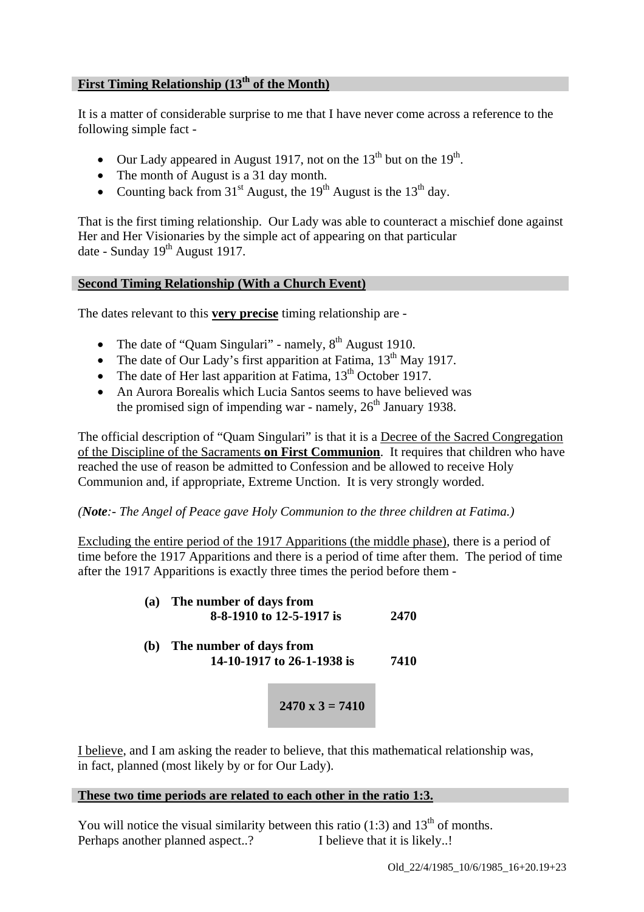## First Timing Relationship (13th of the Month)

It is a matter of considerable surprise to me that I have never come across a reference to the following simple fact -

- Our Lady appeared in August 1917, not on the 13th but on the 19th.
- The month of August is a 31 day month.
- Counting back from 31st August, the 19th August is the 13th day.

That is the first timing relationship. Our Lady was able to counteract a mischief done against Her and Her Visionaries by the simple act of appearing on that particular date - Sunday 19th August 1917.

## Second Timing Relationship (With a Church Event)

The dates relevant to this **very precise** timing relationship are -

- The date of "Quam Singulari" - namely, 8th August 1910.
- The date of Our Lady's first apparition at Fatima, 13th May 1917.
- The date of Her last apparition at Fatima, 13th October 1917.
- An Aurora Borealis which Lucia Santos seems to have believed was the promised sign of impending war - namely, 26th January 1938.

The official description of "Quam Singulari" is that it is a Decree of the Sacred Congregation of the Discipline of the Sacraments **on First Communion**. It requires that children who have reached the use of reason be admitted to Confession and be allowed to receive Holy Communion and, if appropriate, Extreme Unction. It is very strongly worded.

*(**Note**:- The Angel of Peace gave Holy Communion to the three children at Fatima.)*

Excluding the entire period of the 1917 Apparitions (the middle phase), there is a period of time before the 1917 Apparitions and there is a period of time after them. The period of time after the 1917 Apparitions is exactly three times the period before them -

**(a) The number of days from 8-8-1910 to 12-5-1917 is 2470**

**(b) The number of days from 14-10-1917 to 26-1-1938 is 7410**

**2470 x 3 = 7410**

I believe, and I am asking the reader to believe, that this mathematical relationship was, in fact, planned (most likely by or for Our Lady).

## These two time periods are related to each other in the ratio 1:3.

You will notice the visual similarity between this ratio (1:3) and 13th of months. Perhaps another planned aspect..? I believe that it is likely..!

Old_22/4/1985_10/6/1985_16+20.19+23